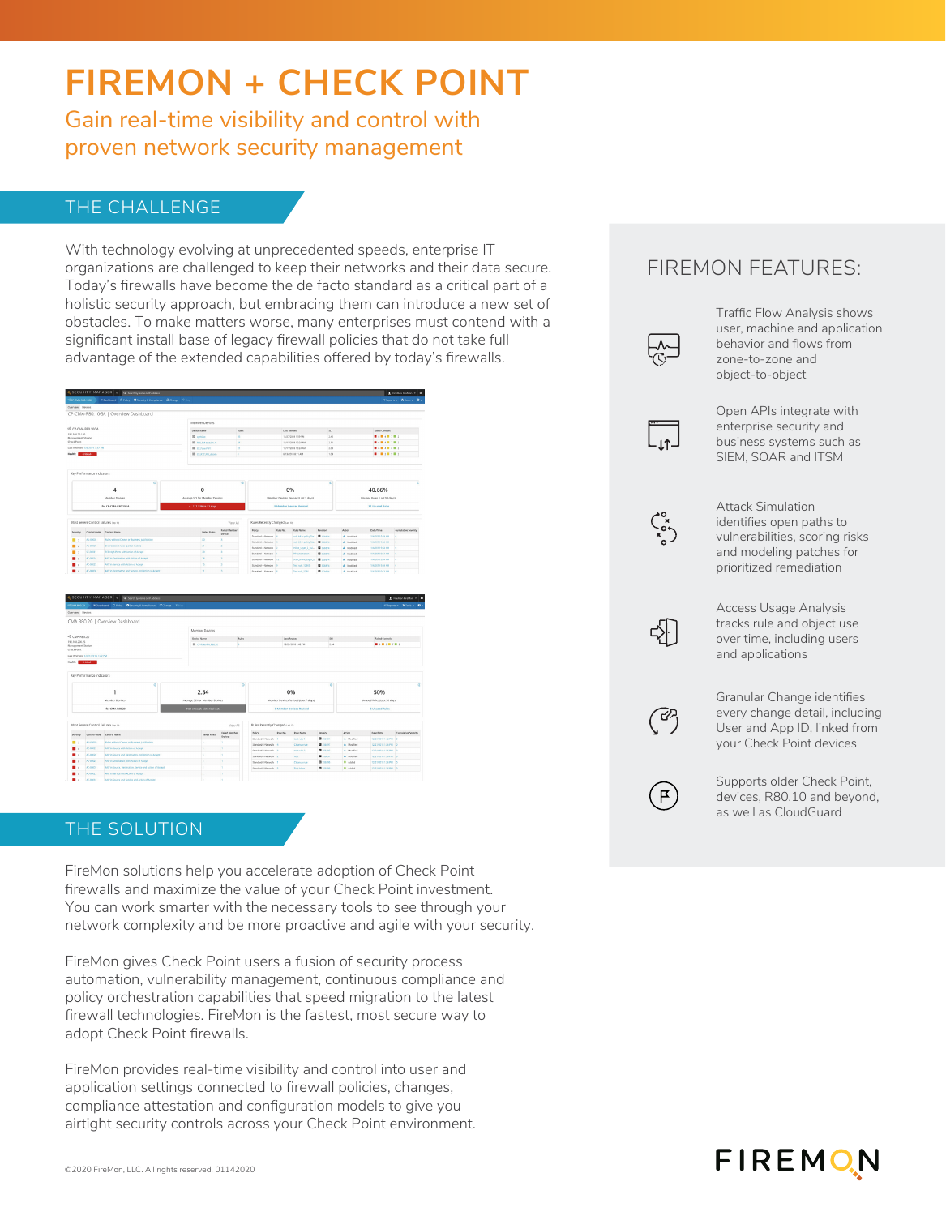# FIREMON + CHECK POINT

## Gain real-time visibility and control with proven network security management

## THE CHALLENGE

With technology evolving at unprecedented speeds, enterprise IT organizations are challenged to keep their networks and their data secure. Today's firewalls have become the de facto standard as a critical part of a holistic security approach, but embracing them can introduce a new set of obstacles. To make matters worse, many enterprises must contend with a significant install base of legacy firewall policies that do not take full advantage of the extended capabilities offered by today's firewalls.

## THE SOLUTION

FireMon solutions help you accelerate adoption of Check Point firewalls and maximize the value of your Check Point investment. You can work smarter with the necessary tools to see through your network complexity and be more proactive and agile with your security.

FireMon gives Check Point users a fusion of security process automation, vulnerability management, continuous compliance and policy orchestration capabilities that speed migration to the latest firewall technologies. FireMon is the fastest, most secure way to adopt Check Point firewalls.

FireMon provides real-time visibility and control into user and application settings connected to firewall policies, changes, compliance attestation and configuration models to give you airtight security controls across your Check Point environment.

## FIREMON FEATURES:

- Traffic Flow Analysis shows user, machine and application behavior and flows from zone-to-zone and object-to-object
- Open APIs integrate with enterprise security and business systems such as SIEM, SOAR and ITSM
- Attack Simulation identifies open paths to vulnerabilities, scoring risks and modeling patches for prioritized remediation
- Access Usage Analysis tracks rule and object use over time, including users and applications
- Granular Change identifies every change detail, including User and App ID, linked from your Check Point devices
- Supports older Check Point, devices, R80.10 and beyond, as well as CloudGuard

©2020 FireMon, LLC. All rights reserved. 01142020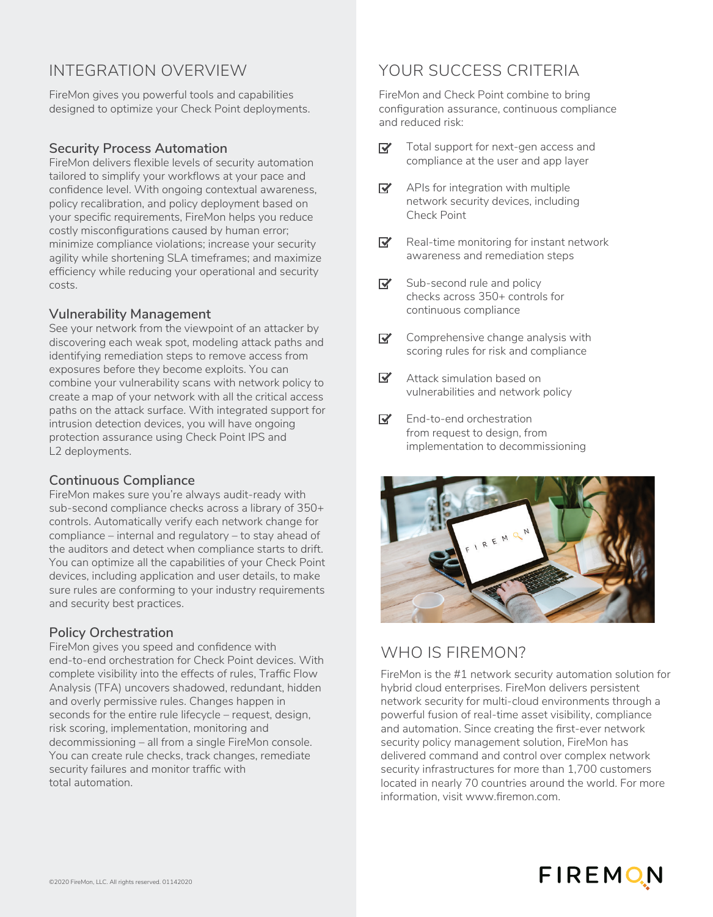## INTEGRATION OVERVIEW

FireMon gives you powerful tools and capabilities designed to optimize your Check Point deployments.

### Security Process Automation

FireMon delivers flexible levels of security automation tailored to simplify your workflows at your pace and confidence level. With ongoing contextual awareness, policy recalibration, and policy deployment based on your specific requirements, FireMon helps you reduce costly misconfigurations caused by human error; minimize compliance violations; increase your security agility while shortening SLA timeframes; and maximize efficiency while reducing your operational and security costs.

### Vulnerability Management

See your network from the viewpoint of an attacker by discovering each weak spot, modeling attack paths and identifying remediation steps to remove access from exposures before they become exploits. You can combine your vulnerability scans with network policy to create a map of your network with all the critical access paths on the attack surface. With integrated support for intrusion detection devices, you will have ongoing protection assurance using Check Point IPS and L2 deployments.

### Continuous Compliance

FireMon makes sure you're always audit-ready with sub-second compliance checks across a library of 350+ controls. Automatically verify each network change for compliance – internal and regulatory – to stay ahead of the auditors and detect when compliance starts to drift. You can optimize all the capabilities of your Check Point devices, including application and user details, to make sure rules are conforming to your industry requirements and security best practices.

### Policy Orchestration

FireMon gives you speed and confidence with end-to-end orchestration for Check Point devices. With complete visibility into the effects of rules, Traffic Flow Analysis (TFA) uncovers shadowed, redundant, hidden and overly permissive rules. Changes happen in seconds for the entire rule lifecycle – request, design, risk scoring, implementation, monitoring and decommissioning – all from a single FireMon console. You can create rule checks, track changes, remediate security failures and monitor traffic with total automation.

## YOUR SUCCESS CRITERIA

FireMon and Check Point combine to bring configuration assurance, continuous compliance and reduced risk:

- Total support for next-gen access and compliance at the user and app layer
- APIs for integration with multiple network security devices, including Check Point
- Real-time monitoring for instant network awareness and remediation steps
- Sub-second rule and policy checks across 350+ controls for continuous compliance
- Comprehensive change analysis with scoring rules for risk and compliance
- Attack simulation based on vulnerabilities and network policy
- End-to-end orchestration from request to design, from implementation to decommissioning

## WHO IS FIREMON?

FireMon is the #1 network security automation solution for hybrid cloud enterprises. FireMon delivers persistent network security for multi-cloud environments through a powerful fusion of real-time asset visibility, compliance and automation. Since creating the first-ever network security policy management solution, FireMon has delivered command and control over complex network security infrastructures for more than 1,700 customers located in nearly 70 countries around the world. For more information, visit www.firemon.com.

©2020 FireMon, LLC. All rights reserved. 01142020

FIREMON